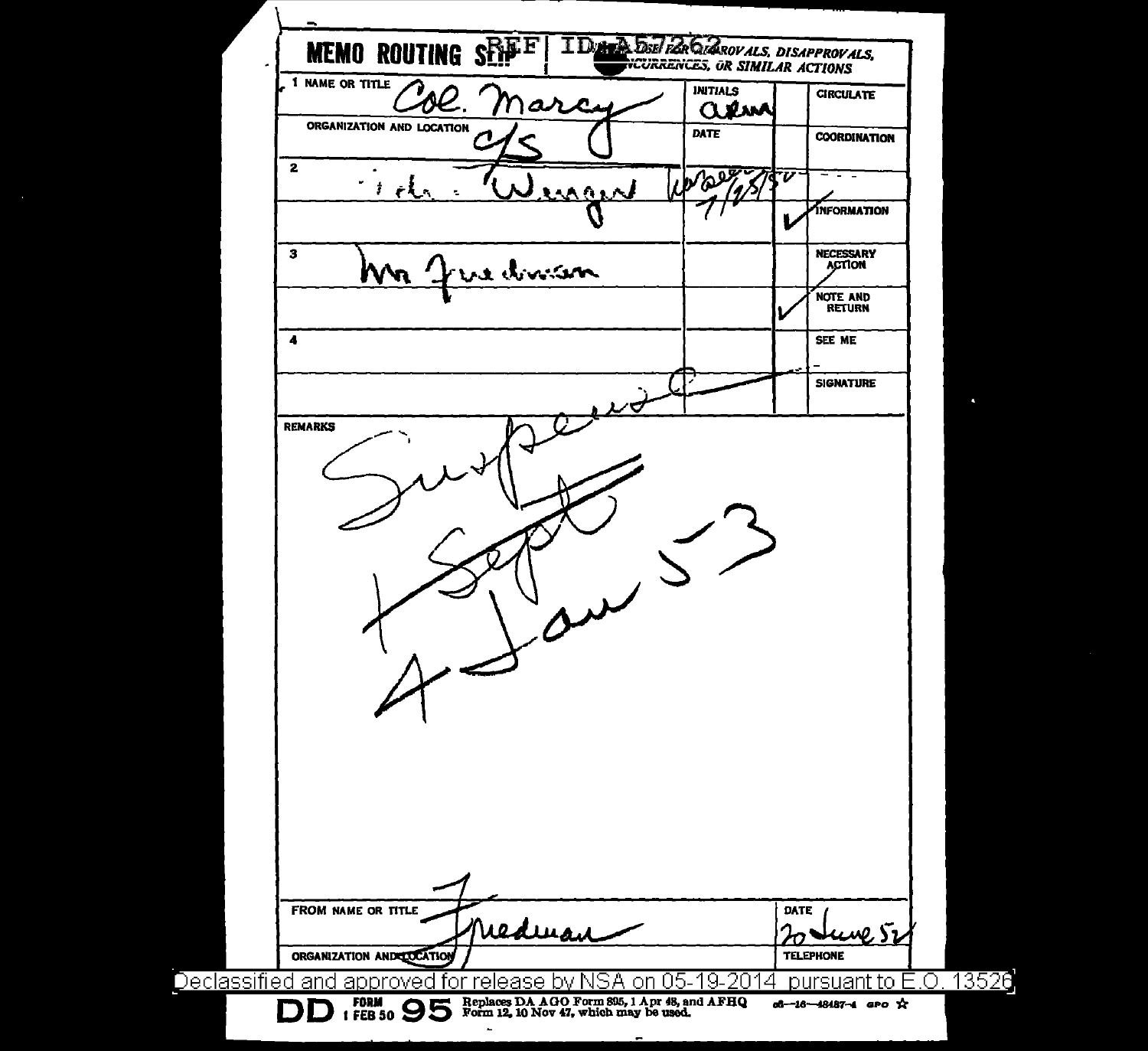# MEMO ROUTING SLIP

REF ID:A57262

FOR APPROVALS, DISAPPROVALS, CONCURRENCES, OR SIMILAR ACTIONS

| | NAME OR TITLE | INITIALS | | CIRCULATE |
|---|---|---|---|---|
| 1 | Col. Marcy | alm | | |
| | ORGANIZATION AND LOCATION | DATE | | COORDINATION |
| | C/S | | | |
| 2 | ... Wenger | 7/13/50 | | |
| | | | ✓ | INFORMATION |
| 3 | Mr Friedman | | | NECESSARY ACTION |
| | | | ✓ | NOTE AND RETURN |
| 4 | | | | SEE ME |
| | | | | SIGNATURE |

**REMARKS**

Suspense

~~1 Sept~~

4 Jan 53

| FROM NAME OR TITLE | DATE |
|---|---|
| Friedman | 20 June 52 |
| ORGANIZATION AND LOCATION | TELEPHONE |

Declassified and approved for release by NSA on 05-19-2014 pursuant to E.O. 13526

DD FORM 1 FEB 50 95 Replaces DA AGO Form 895, 1 Apr 48, and AFHQ Form 12, 10 Nov 47, which may be used. 48—16—48487-4 GPO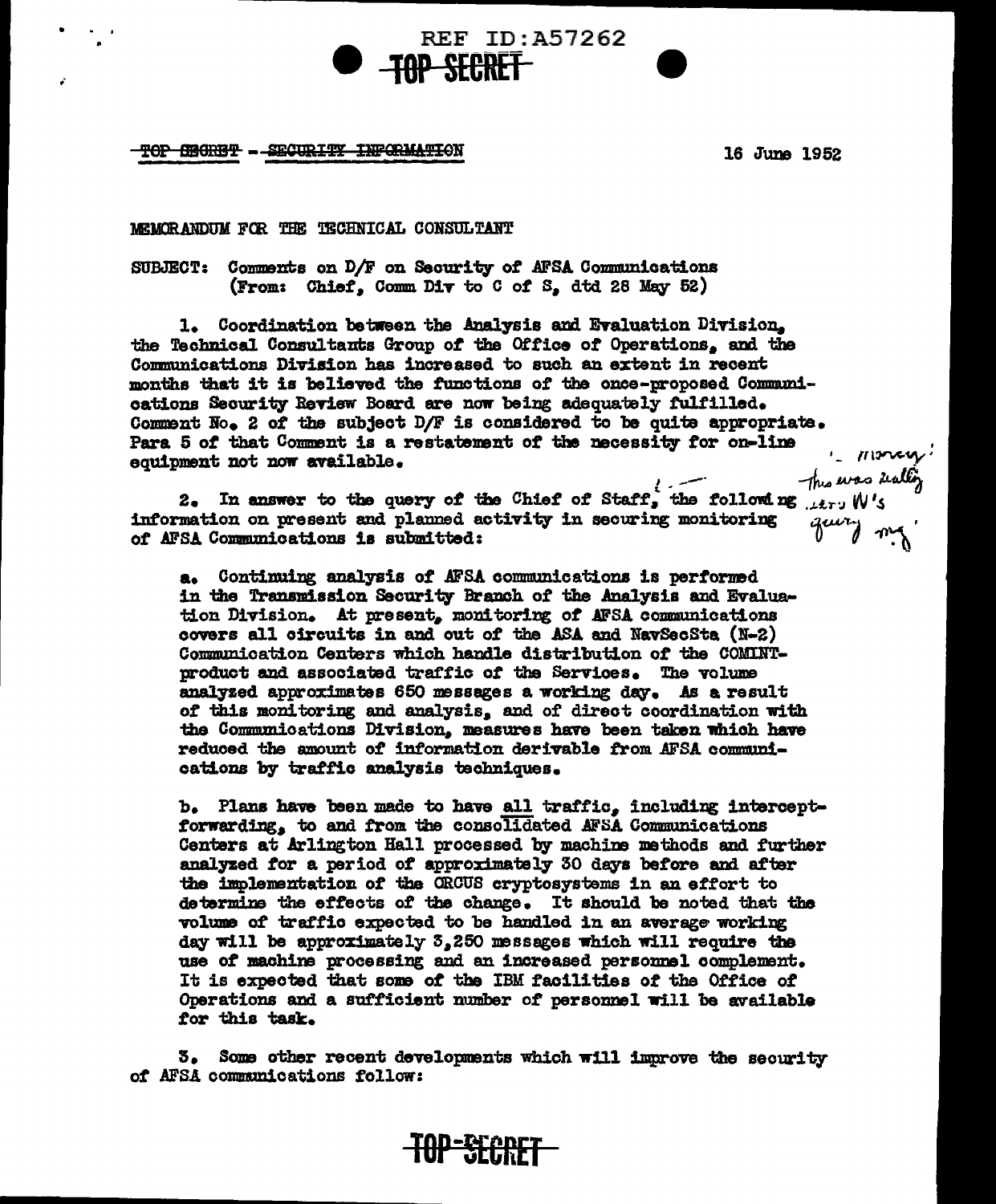REF ID:A57262

TOP SECRET

~~TOP SECRET -- SECURITY INFORMATION~~

16 June 1952

MEMORANDUM FOR THE TECHNICAL CONSULTANT

SUBJECT: Comments on D/F on Security of AFSA Communications (From: Chief, Comm Div to C of S, dtd 28 May 52)

1. Coordination between the Analysis and Evaluation Division, the Technical Consultants Group of the Office of Operations, and the Communications Division has increased to such an extent in recent months that it is believed the functions of the once-proposed Communications Security Review Board are now being adequately fulfilled. Comment No. 2 of the subject D/F is considered to be quite appropriate. Para 5 of that Comment is a restatement of the necessity for on-line equipment not now available.

2. In answer to the query of the Chief of Staff, the following information on present and planned activity in securing monitoring of AFSA Communications is submitted:

*[handwritten note: "money!" / "This was really WFF's query m..."]*

a. Continuing analysis of AFSA communications is performed in the Transmission Security Branch of the Analysis and Evaluation Division. At present, monitoring of AFSA communications covers all circuits in and out of the ASA and NavSecSta (N-2) Communication Centers which handle distribution of the COMINT-product and associated traffic of the Services. The volume analyzed approximates 650 messages a working day. As a result of this monitoring and analysis, and of direct coordination with the Communications Division, measures have been taken which have reduced the amount of information derivable from AFSA communications by traffic analysis techniques.

b. Plans have been made to have <u>all</u> traffic, including intercept-forwarding, to and from the consolidated AFSA Communications Centers at Arlington Hall processed by machine methods and further analyzed for a period of approximately 30 days before and after the implementation of the ORCUS cryptosystems in an effort to determine the effects of the change. It should be noted that the volume of traffic expected to be handled in an average working day will be approximately 3,250 messages which will require the use of machine processing and an increased personnel complement. It is expected that some of the IBM facilities of the Office of Operations and a sufficient number of personnel will be available for this task.

3. Some other recent developments which will improve the security of AFSA communications follow:

TOP SECRET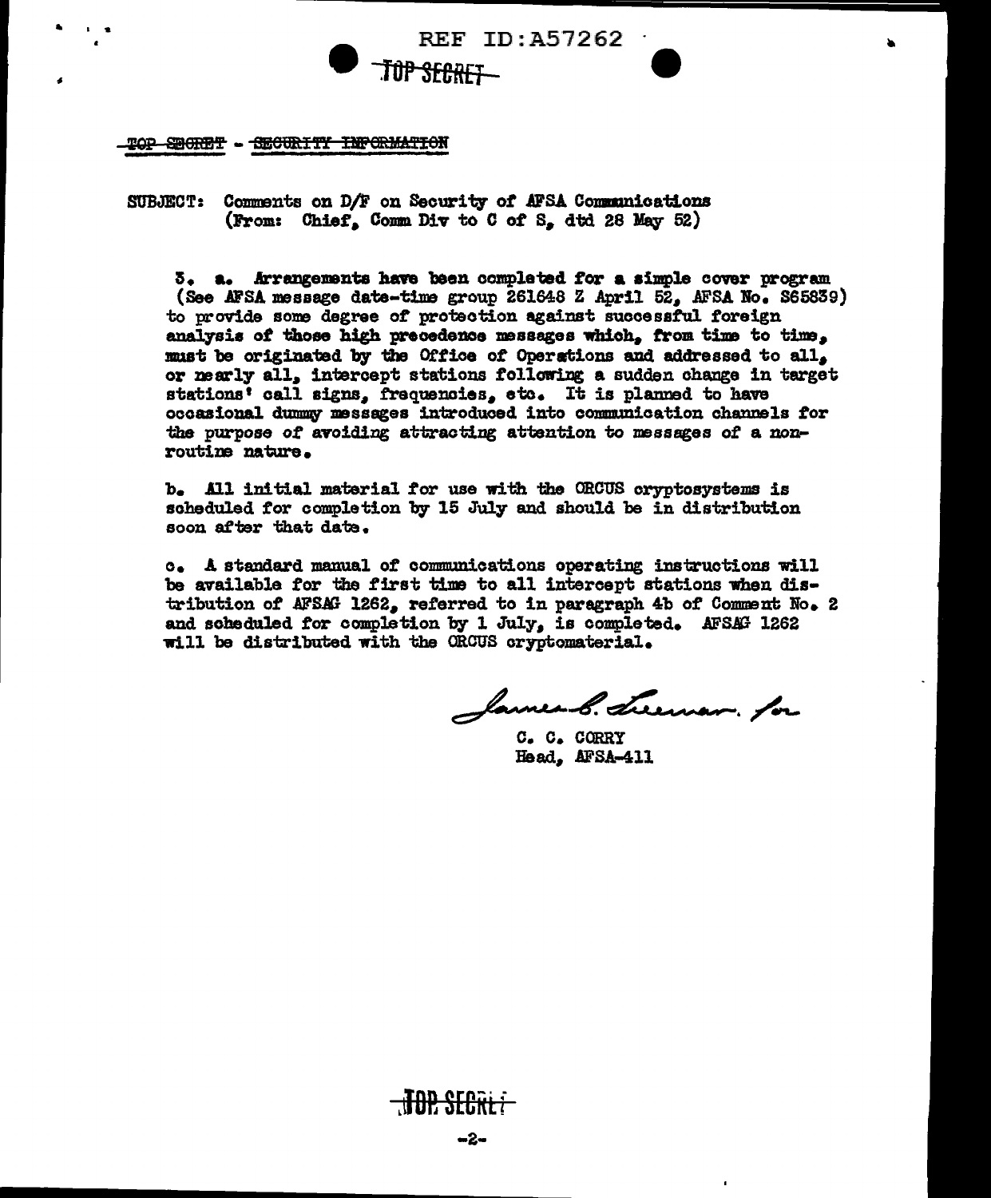REF ID:A57262

TOP SECRET

~~TOP SECRET~~ - ~~SECURITY INFORMATION~~

SUBJECT: Comments on D/F on Security of AFSA Communications (From: Chief, Comm Div to C of S, dtd 28 May 52)

3. a. Arrangements have been completed for a simple cover program (See AFSA message date-time group 261648 Z April 52, AFSA No. S65839) to provide some degree of protection against successful foreign analysis of those high precedence messages which, from time to time, must be originated by the Office of Operations and addressed to all, or nearly all, intercept stations following a sudden change in target stations' call signs, frequencies, etc. It is planned to have occasional dummy messages introduced into communication channels for the purpose of avoiding attracting attention to messages of a non-routine nature.

b. All initial material for use with the ORCUS cryptosystems is scheduled for completion by 15 July and should be in distribution soon after that date.

c. A standard manual of communications operating instructions will be available for the first time to all intercept stations when distribution of AFSAG 1262, referred to in paragraph 4b of Comment No. 2 and scheduled for completion by 1 July, is completed. AFSAG 1262 will be distributed with the ORCUS cryptomaterial.

James B. Freeman for

C. C. CORRY
Head, AFSA-411

TOP SECRET